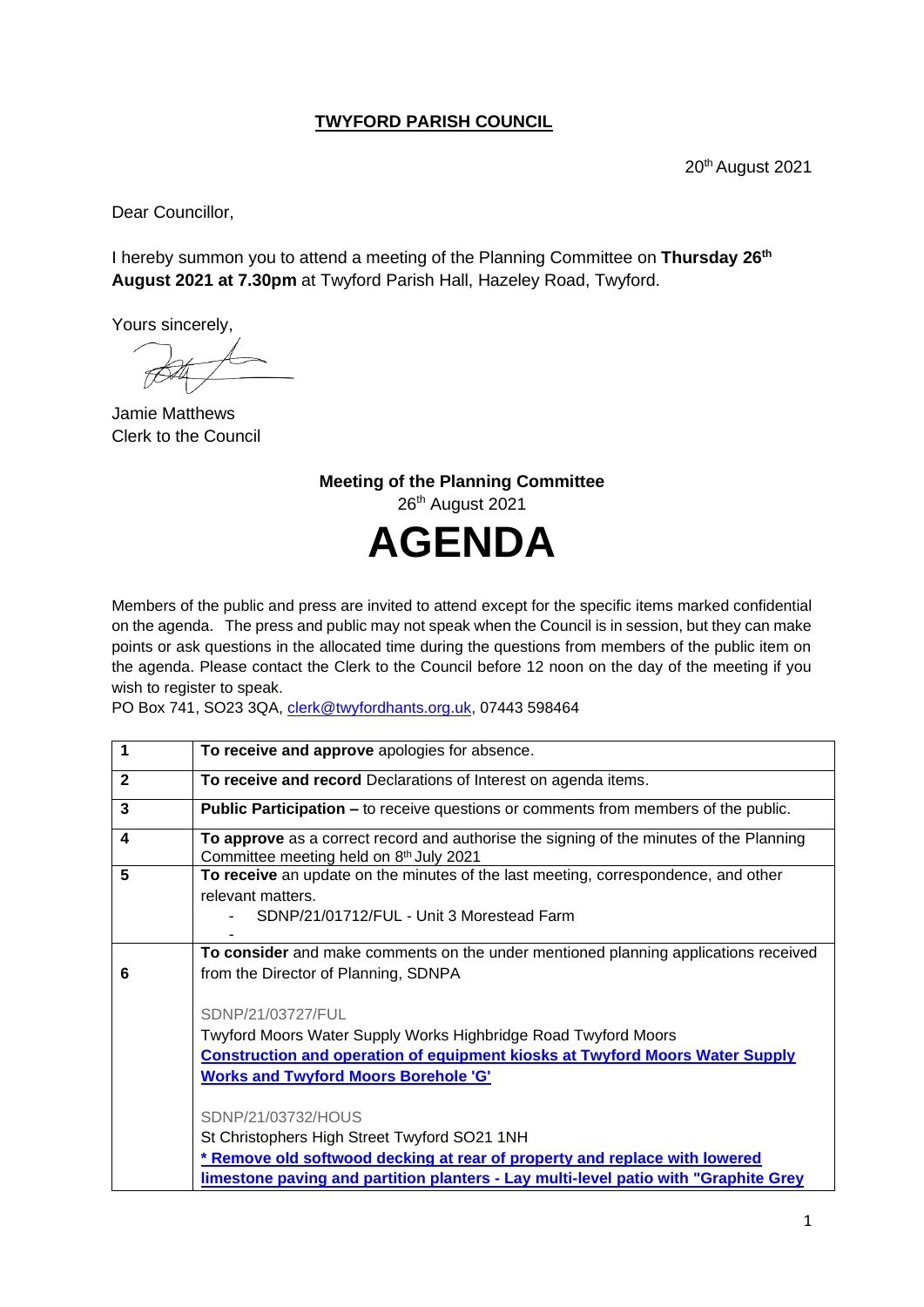**TWYFORD PARISH COUNCIL**

20th August 2021

Dear Councillor,

I hereby summon you to attend a meeting of the Planning Committee on **Thursday 26th August 2021 at 7.30pm** at Twyford Parish Hall, Hazeley Road, Twyford.

Yours sincerely,

Jamie Matthews
Clerk to the Council

**Meeting of the Planning Committee**
26th August 2021

# AGENDA

Members of the public and press are invited to attend except for the specific items marked confidential on the agenda. The press and public may not speak when the Council is in session, but they can make points or ask questions in the allocated time during the questions from members of the public item on the agenda. Please contact the Clerk to the Council before 12 noon on the day of the meeting if you wish to register to speak.
PO Box 741, SO23 3QA, clerk@twyfordhants.org.uk, 07443 598464

| | |
|---|---|
| **1** | **To receive and approve** apologies for absence. |
| **2** | **To receive and record** Declarations of Interest on agenda items. |
| **3** | **Public Participation –** to receive questions or comments from members of the public. |
| **4** | **To approve** as a correct record and authorise the signing of the minutes of the Planning Committee meeting held on 8th July 2021 |
| **5** | **To receive** an update on the minutes of the last meeting, correspondence, and other relevant matters.<br>- SDNP/21/01712/FUL - Unit 3 Morestead Farm<br>- |
| **6** | **To consider** and make comments on the under mentioned planning applications received from the Director of Planning, SDNPA<br><br>SDNP/21/03727/FUL<br>Twyford Moors Water Supply Works Highbridge Road Twyford Moors<br>**Construction and operation of equipment kiosks at Twyford Moors Water Supply Works and Twyford Moors Borehole 'G'**<br><br>SDNP/21/03732/HOUS<br>St Christophers High Street Twyford SO21 1NH<br>**\* Remove old softwood decking at rear of property and replace with lowered limestone paving and partition planters - Lay multi-level patio with "Graphite Grey** |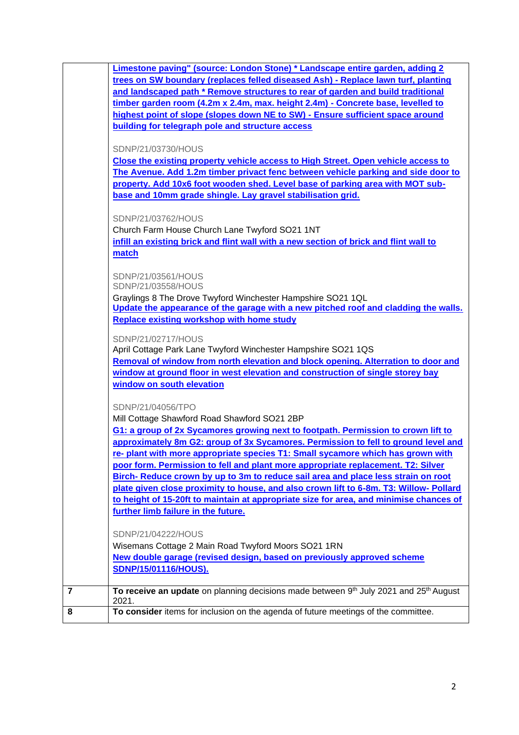| | |
|---|---|
| | **Limestone paving" (source: London Stone) * Landscape entire garden, adding 2 trees on SW boundary (replaces felled diseased Ash) - Replace lawn turf, planting and landscaped path * Remove structures to rear of garden and build traditional timber garden room (4.2m x 2.4m, max. height 2.4m) - Concrete base, levelled to highest point of slope (slopes down NE to SW) - Ensure sufficient space around building for telegraph pole and structure access**<br><br>SDNP/21/03730/HOUS<br>**Close the existing property vehicle access to High Street. Open vehicle access to The Avenue. Add 1.2m timber privact fenc between vehicle parking and side door to property. Add 10x6 foot wooden shed. Level base of parking area with MOT sub-base and 10mm grade shingle. Lay gravel stabilisation grid.**<br><br>SDNP/21/03762/HOUS<br>Church Farm House Church Lane Twyford SO21 1NT<br>**infill an existing brick and flint wall with a new section of brick and flint wall to match**<br><br>SDNP/21/03561/HOUS<br>SDNP/21/03558/HOUS<br>Graylings 8 The Drove Twyford Winchester Hampshire SO21 1QL<br>**Update the appearance of the garage with a new pitched roof and cladding the walls. Replace existing workshop with home study**<br><br>SDNP/21/02717/HOUS<br>April Cottage Park Lane Twyford Winchester Hampshire SO21 1QS<br>**Removal of window from north elevation and block opening. Alterration to door and window at ground floor in west elevation and construction of single storey bay window on south elevation**<br><br>SDNP/21/04056/TPO<br>Mill Cottage Shawford Road Shawford SO21 2BP<br>**G1: a group of 2x Sycamores growing next to footpath. Permission to crown lift to approximately 8m G2: group of 3x Sycamores. Permission to fell to ground level and re- plant with more appropriate species T1: Small sycamore which has grown with poor form. Permission to fell and plant more appropriate replacement. T2: Silver Birch- Reduce crown by up to 3m to reduce sail area and place less strain on root plate given close proximity to house, and also crown lift to 6-8m. T3: Willow- Pollard to height of 15-20ft to maintain at appropriate size for area, and minimise chances of further limb failure in the future.**<br><br>SDNP/21/04222/HOUS<br>Wisemans Cottage 2 Main Road Twyford Moors SO21 1RN<br>**New double garage (revised design, based on previously approved scheme SDNP/15/01116/HOUS).** |
| **7** | **To receive an update** on planning decisions made between 9th July 2021 and 25th August 2021. |
| **8** | **To consider** items for inclusion on the agenda of future meetings of the committee. |